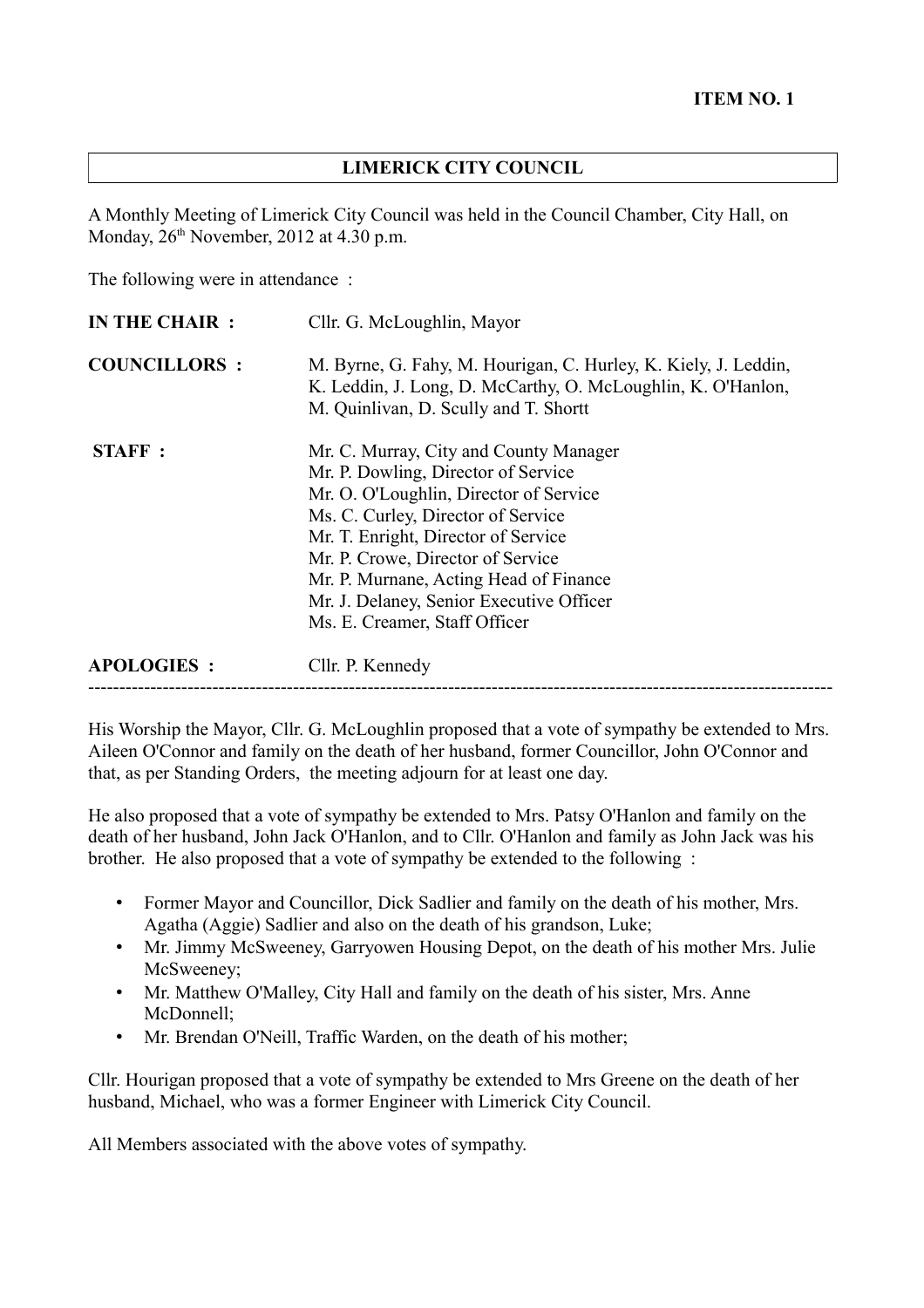**ITEM NO. 1**

## LIMERICK CITY COUNCIL

A Monthly Meeting of Limerick City Council was held in the Council Chamber, City Hall, on Monday, 26th November, 2012 at 4.30 p.m.

The following were in attendance :

| | |
|---|---|
| **IN THE CHAIR :** | Cllr. G. McLoughlin, Mayor |
| **COUNCILLORS :** | M. Byrne, G. Fahy, M. Hourigan, C. Hurley, K. Kiely, J. Leddin, K. Leddin, J. Long, D. McCarthy, O. McLoughlin, K. O'Hanlon, M. Quinlivan, D. Scully and T. Shortt |
| **STAFF :** | Mr. C. Murray, City and County Manager<br>Mr. P. Dowling, Director of Service<br>Mr. O. O'Loughlin, Director of Service<br>Ms. C. Curley, Director of Service<br>Mr. T. Enright, Director of Service<br>Mr. P. Crowe, Director of Service<br>Mr. P. Murnane, Acting Head of Finance<br>Mr. J. Delaney, Senior Executive Officer<br>Ms. E. Creamer, Staff Officer |
| **APOLOGIES :** | Cllr. P. Kennedy |

---

His Worship the Mayor, Cllr. G. McLoughlin proposed that a vote of sympathy be extended to Mrs. Aileen O'Connor and family on the death of her husband, former Councillor, John O'Connor and that, as per Standing Orders, the meeting adjourn for at least one day.

He also proposed that a vote of sympathy be extended to Mrs. Patsy O'Hanlon and family on the death of her husband, John Jack O'Hanlon, and to Cllr. O'Hanlon and family as John Jack was his brother. He also proposed that a vote of sympathy be extended to the following :

- Former Mayor and Councillor, Dick Sadlier and family on the death of his mother, Mrs. Agatha (Aggie) Sadlier and also on the death of his grandson, Luke;
- Mr. Jimmy McSweeney, Garryowen Housing Depot, on the death of his mother Mrs. Julie McSweeney;
- Mr. Matthew O'Malley, City Hall and family on the death of his sister, Mrs. Anne McDonnell;
- Mr. Brendan O'Neill, Traffic Warden, on the death of his mother;

Cllr. Hourigan proposed that a vote of sympathy be extended to Mrs Greene on the death of her husband, Michael, who was a former Engineer with Limerick City Council.

All Members associated with the above votes of sympathy.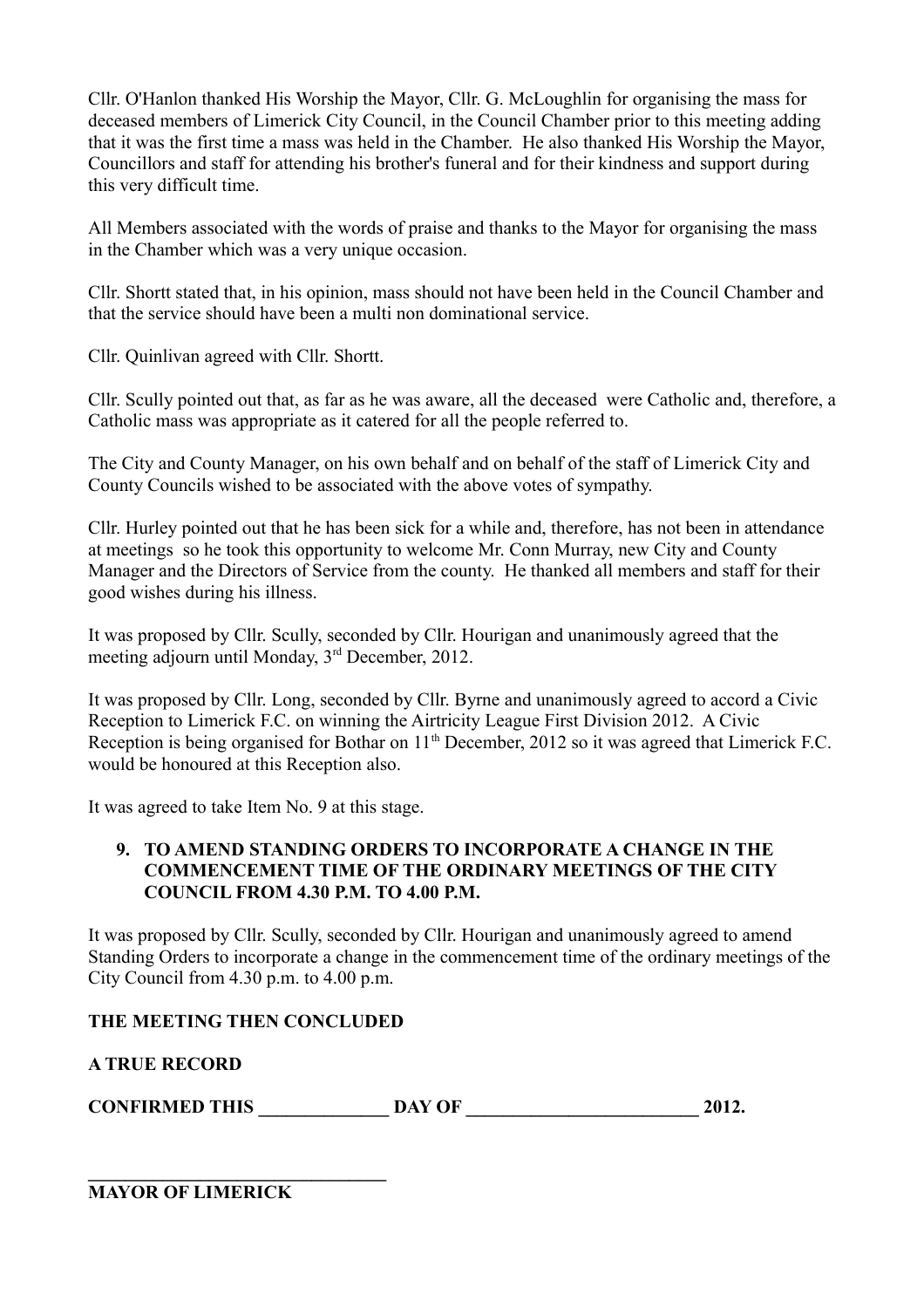Cllr. O'Hanlon thanked His Worship the Mayor, Cllr. G. McLoughlin for organising the mass for deceased members of Limerick City Council, in the Council Chamber prior to this meeting adding that it was the first time a mass was held in the Chamber. He also thanked His Worship the Mayor, Councillors and staff for attending his brother's funeral and for their kindness and support during this very difficult time.

All Members associated with the words of praise and thanks to the Mayor for organising the mass in the Chamber which was a very unique occasion.

Cllr. Shortt stated that, in his opinion, mass should not have been held in the Council Chamber and that the service should have been a multi non dominational service.

Cllr. Quinlivan agreed with Cllr. Shortt.

Cllr. Scully pointed out that, as far as he was aware, all the deceased were Catholic and, therefore, a Catholic mass was appropriate as it catered for all the people referred to.

The City and County Manager, on his own behalf and on behalf of the staff of Limerick City and County Councils wished to be associated with the above votes of sympathy.

Cllr. Hurley pointed out that he has been sick for a while and, therefore, has not been in attendance at meetings so he took this opportunity to welcome Mr. Conn Murray, new City and County Manager and the Directors of Service from the county. He thanked all members and staff for their good wishes during his illness.

It was proposed by Cllr. Scully, seconded by Cllr. Hourigan and unanimously agreed that the meeting adjourn until Monday, 3rd December, 2012.

It was proposed by Cllr. Long, seconded by Cllr. Byrne and unanimously agreed to accord a Civic Reception to Limerick F.C. on winning the Airtricity League First Division 2012. A Civic Reception is being organised for Bothar on 11th December, 2012 so it was agreed that Limerick F.C. would be honoured at this Reception also.

It was agreed to take Item No. 9 at this stage.

**9. TO AMEND STANDING ORDERS TO INCORPORATE A CHANGE IN THE COMMENCEMENT TIME OF THE ORDINARY MEETINGS OF THE CITY COUNCIL FROM 4.30 P.M. TO 4.00 P.M.**

It was proposed by Cllr. Scully, seconded by Cllr. Hourigan and unanimously agreed to amend Standing Orders to incorporate a change in the commencement time of the ordinary meetings of the City Council from 4.30 p.m. to 4.00 p.m.

**THE MEETING THEN CONCLUDED**

**A TRUE RECORD**

**CONFIRMED THIS ______________ DAY OF _________________________ 2012.**

**_________________________________**
**MAYOR OF LIMERICK**